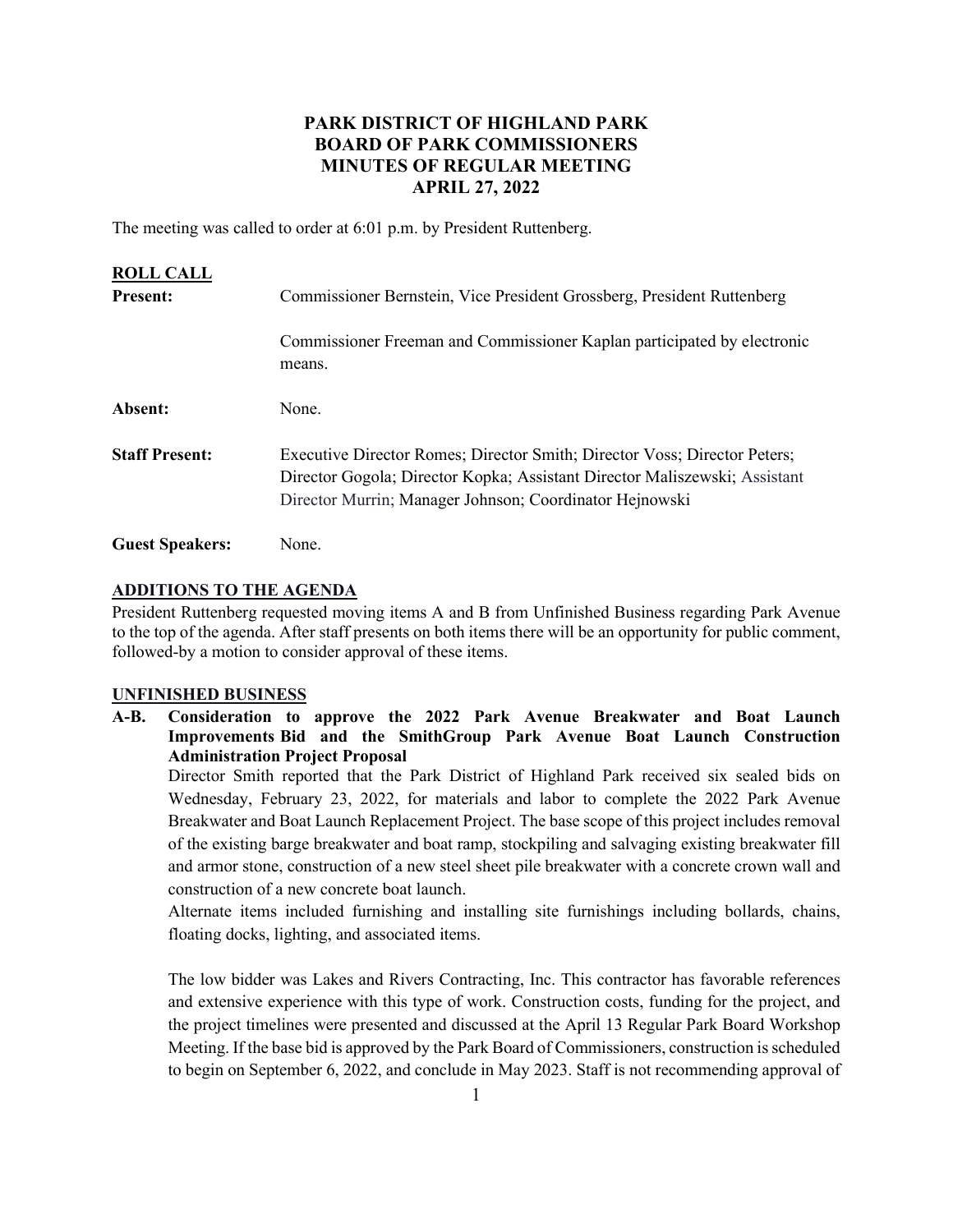# PARK DISTRICT OF HIGHLAND PARK
# BOARD OF PARK COMMISSIONERS
# MINUTES OF REGULAR MEETING
# APRIL 27, 2022

The meeting was called to order at 6:01 p.m. by President Ruttenberg.

## ROLL CALL

**Present:** Commissioner Bernstein, Vice President Grossberg, President Ruttenberg

Commissioner Freeman and Commissioner Kaplan participated by electronic means.

**Absent:** None.

**Staff Present:** Executive Director Romes; Director Smith; Director Voss; Director Peters; Director Gogola; Director Kopka; Assistant Director Maliszewski; Assistant Director Murrin; Manager Johnson; Coordinator Hejnowski

**Guest Speakers:** None.

## ADDITIONS TO THE AGENDA

President Ruttenberg requested moving items A and B from Unfinished Business regarding Park Avenue to the top of the agenda. After staff presents on both items there will be an opportunity for public comment, followed-by a motion to consider approval of these items.

## UNFINISHED BUSINESS

**A-B. Consideration to approve the 2022 Park Avenue Breakwater and Boat Launch Improvements Bid and the SmithGroup Park Avenue Boat Launch Construction Administration Project Proposal**

Director Smith reported that the Park District of Highland Park received six sealed bids on Wednesday, February 23, 2022, for materials and labor to complete the 2022 Park Avenue Breakwater and Boat Launch Replacement Project. The base scope of this project includes removal of the existing barge breakwater and boat ramp, stockpiling and salvaging existing breakwater fill and armor stone, construction of a new steel sheet pile breakwater with a concrete crown wall and construction of a new concrete boat launch.

Alternate items included furnishing and installing site furnishings including bollards, chains, floating docks, lighting, and associated items.

The low bidder was Lakes and Rivers Contracting, Inc. This contractor has favorable references and extensive experience with this type of work. Construction costs, funding for the project, and the project timelines were presented and discussed at the April 13 Regular Park Board Workshop Meeting. If the base bid is approved by the Park Board of Commissioners, construction is scheduled to begin on September 6, 2022, and conclude in May 2023. Staff is not recommending approval of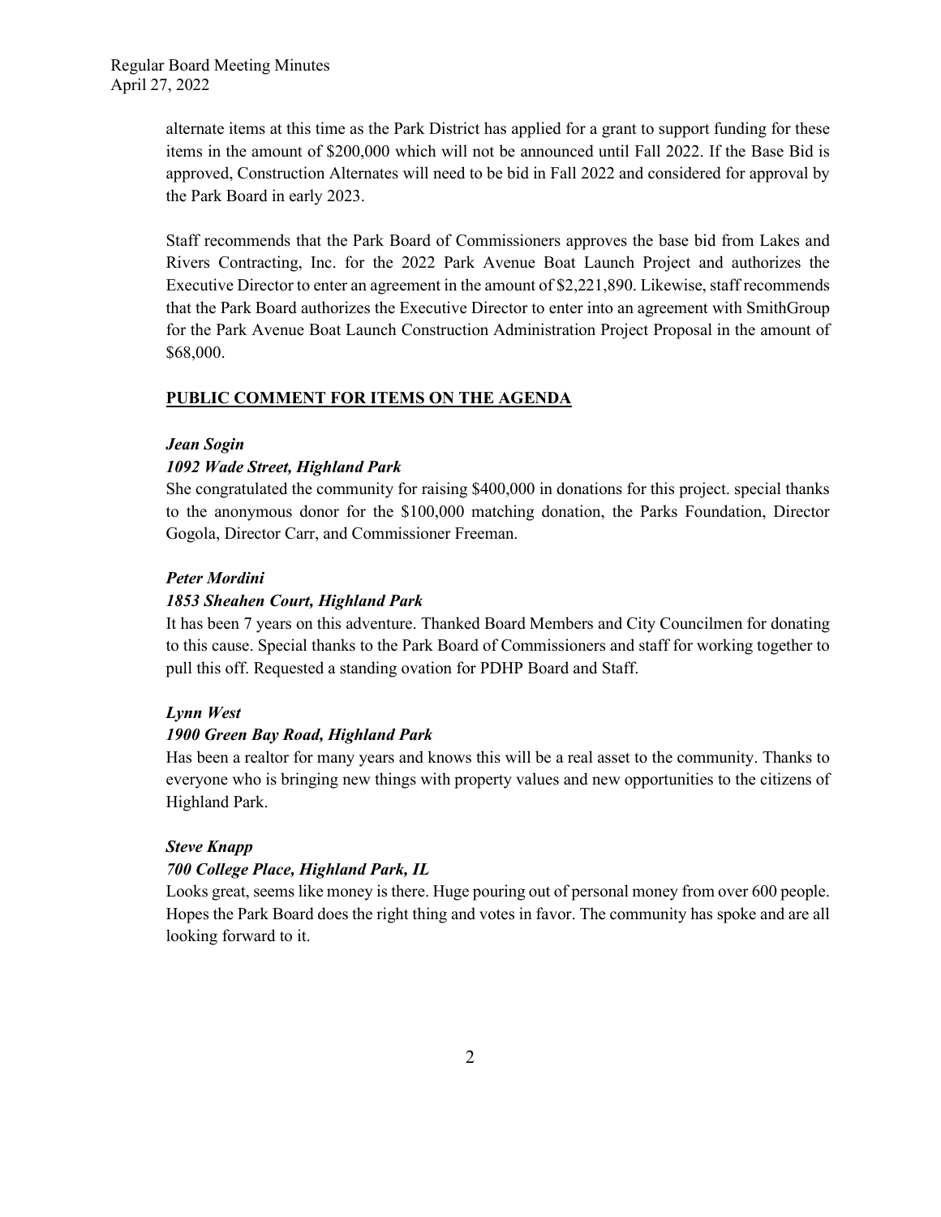alternate items at this time as the Park District has applied for a grant to support funding for these items in the amount of $200,000 which will not be announced until Fall 2022. If the Base Bid is approved, Construction Alternates will need to be bid in Fall 2022 and considered for approval by the Park Board in early 2023.

Staff recommends that the Park Board of Commissioners approves the base bid from Lakes and Rivers Contracting, Inc. for the 2022 Park Avenue Boat Launch Project and authorizes the Executive Director to enter an agreement in the amount of $2,221,890. Likewise, staff recommends that the Park Board authorizes the Executive Director to enter into an agreement with SmithGroup for the Park Avenue Boat Launch Construction Administration Project Proposal in the amount of $68,000.

## PUBLIC COMMENT FOR ITEMS ON THE AGENDA

***Jean Sogin***
***1092 Wade Street, Highland Park***
She congratulated the community for raising $400,000 in donations for this project. special thanks to the anonymous donor for the $100,000 matching donation, the Parks Foundation, Director Gogola, Director Carr, and Commissioner Freeman.

***Peter Mordini***
***1853 Sheahen Court, Highland Park***
It has been 7 years on this adventure. Thanked Board Members and City Councilmen for donating to this cause. Special thanks to the Park Board of Commissioners and staff for working together to pull this off. Requested a standing ovation for PDHP Board and Staff.

***Lynn West***
***1900 Green Bay Road, Highland Park***
Has been a realtor for many years and knows this will be a real asset to the community. Thanks to everyone who is bringing new things with property values and new opportunities to the citizens of Highland Park.

***Steve Knapp***
***700 College Place, Highland Park, IL***
Looks great, seems like money is there. Huge pouring out of personal money from over 600 people. Hopes the Park Board does the right thing and votes in favor. The community has spoke and are all looking forward to it.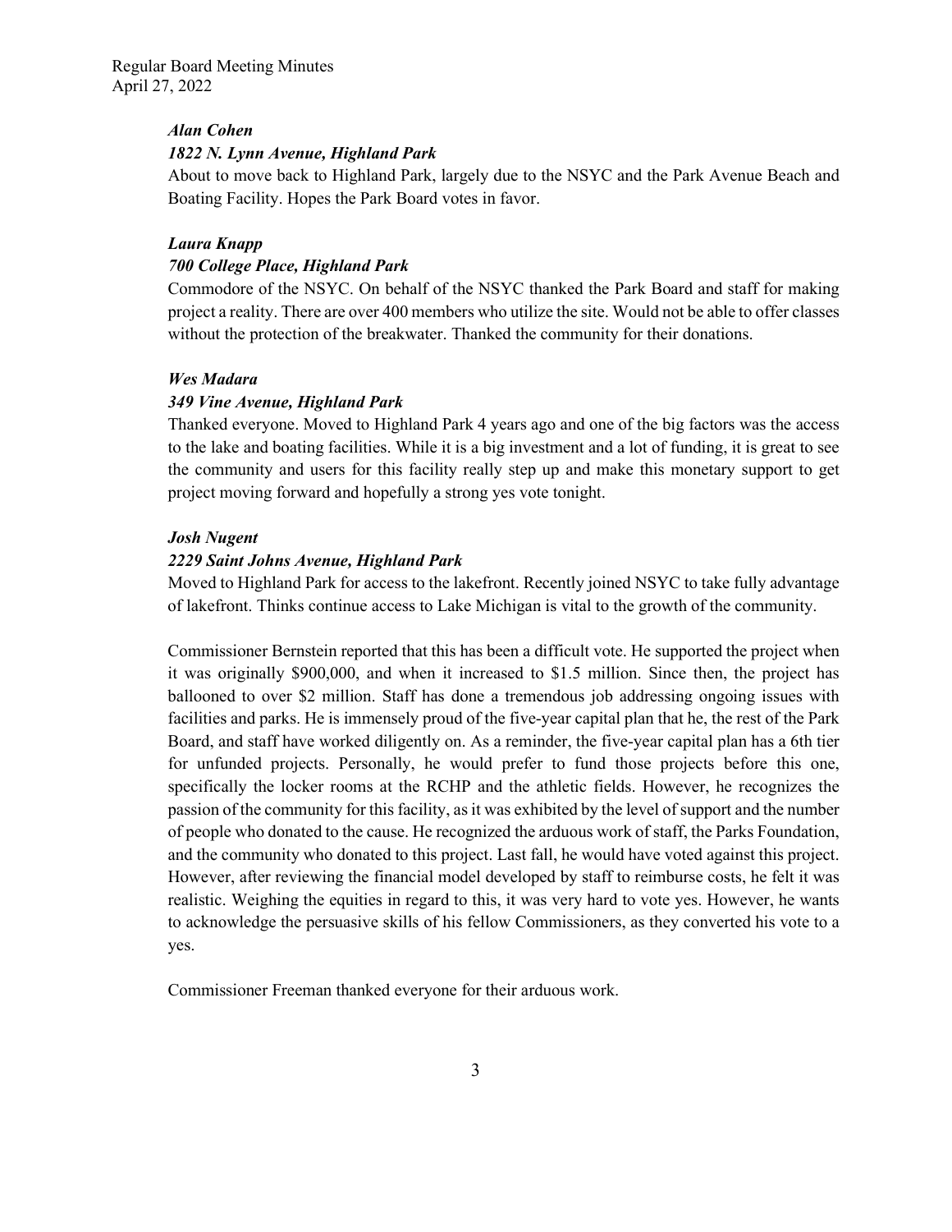***Alan Cohen***
***1822 N. Lynn Avenue, Highland Park***
About to move back to Highland Park, largely due to the NSYC and the Park Avenue Beach and Boating Facility. Hopes the Park Board votes in favor.

***Laura Knapp***
***700 College Place, Highland Park***
Commodore of the NSYC. On behalf of the NSYC thanked the Park Board and staff for making project a reality. There are over 400 members who utilize the site. Would not be able to offer classes without the protection of the breakwater. Thanked the community for their donations.

***Wes Madara***
***349 Vine Avenue, Highland Park***
Thanked everyone. Moved to Highland Park 4 years ago and one of the big factors was the access to the lake and boating facilities. While it is a big investment and a lot of funding, it is great to see the community and users for this facility really step up and make this monetary support to get project moving forward and hopefully a strong yes vote tonight.

***Josh Nugent***
***2229 Saint Johns Avenue, Highland Park***
Moved to Highland Park for access to the lakefront. Recently joined NSYC to take fully advantage of lakefront. Thinks continue access to Lake Michigan is vital to the growth of the community.

Commissioner Bernstein reported that this has been a difficult vote. He supported the project when it was originally $900,000, and when it increased to $1.5 million. Since then, the project has ballooned to over $2 million. Staff has done a tremendous job addressing ongoing issues with facilities and parks. He is immensely proud of the five-year capital plan that he, the rest of the Park Board, and staff have worked diligently on. As a reminder, the five-year capital plan has a 6th tier for unfunded projects. Personally, he would prefer to fund those projects before this one, specifically the locker rooms at the RCHP and the athletic fields. However, he recognizes the passion of the community for this facility, as it was exhibited by the level of support and the number of people who donated to the cause. He recognized the arduous work of staff, the Parks Foundation, and the community who donated to this project. Last fall, he would have voted against this project. However, after reviewing the financial model developed by staff to reimburse costs, he felt it was realistic. Weighing the equities in regard to this, it was very hard to vote yes. However, he wants to acknowledge the persuasive skills of his fellow Commissioners, as they converted his vote to a yes.

Commissioner Freeman thanked everyone for their arduous work.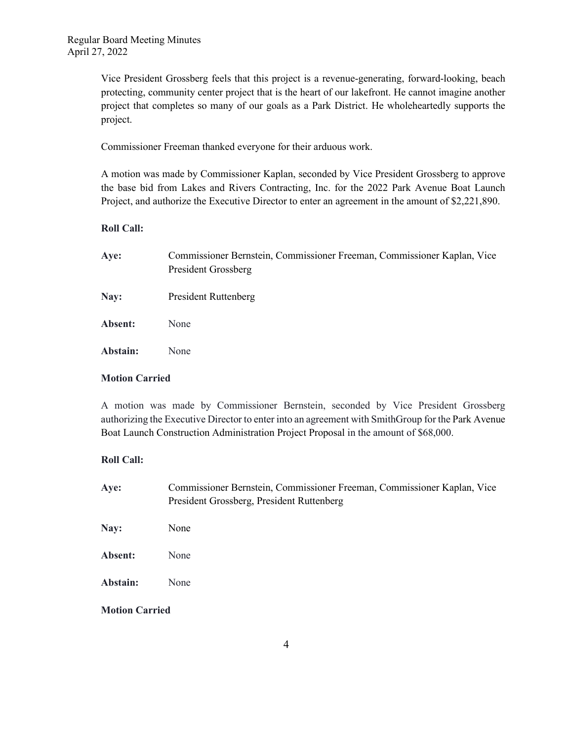Vice President Grossberg feels that this project is a revenue-generating, forward-looking, beach protecting, community center project that is the heart of our lakefront. He cannot imagine another project that completes so many of our goals as a Park District. He wholeheartedly supports the project.

Commissioner Freeman thanked everyone for their arduous work.

A motion was made by Commissioner Kaplan, seconded by Vice President Grossberg to approve the base bid from Lakes and Rivers Contracting, Inc. for the 2022 Park Avenue Boat Launch Project, and authorize the Executive Director to enter an agreement in the amount of $2,221,890.

**Roll Call:**

| | |
|---|---|
| **Aye:** | Commissioner Bernstein, Commissioner Freeman, Commissioner Kaplan, Vice President Grossberg |
| **Nay:** | President Ruttenberg |
| **Absent:** | None |
| **Abstain:** | None |

**Motion Carried**

A motion was made by Commissioner Bernstein, seconded by Vice President Grossberg authorizing the Executive Director to enter into an agreement with SmithGroup for the Park Avenue Boat Launch Construction Administration Project Proposal in the amount of $68,000.

**Roll Call:**

| | |
|---|---|
| **Aye:** | Commissioner Bernstein, Commissioner Freeman, Commissioner Kaplan, Vice President Grossberg, President Ruttenberg |
| **Nay:** | None |
| **Absent:** | None |
| **Abstain:** | None |

**Motion Carried**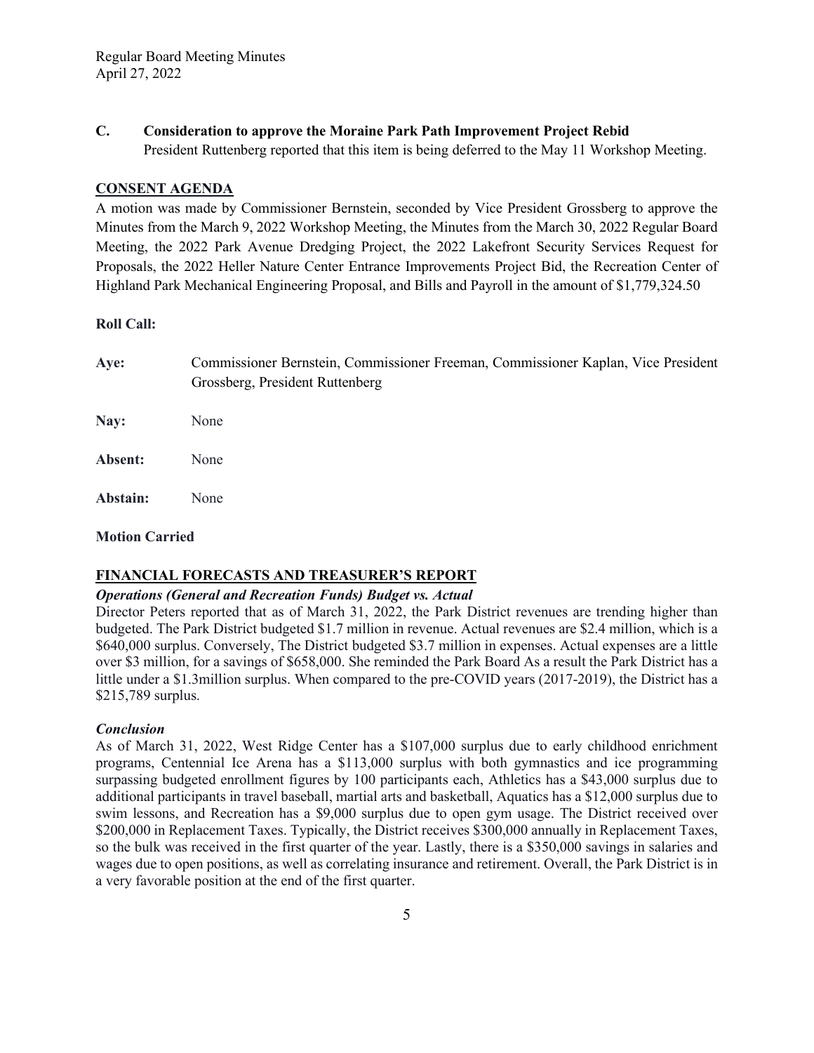**C. Consideration to approve the Moraine Park Path Improvement Project Rebid**
President Ruttenberg reported that this item is being deferred to the May 11 Workshop Meeting.

## CONSENT AGENDA

A motion was made by Commissioner Bernstein, seconded by Vice President Grossberg to approve the Minutes from the March 9, 2022 Workshop Meeting, the Minutes from the March 30, 2022 Regular Board Meeting, the 2022 Park Avenue Dredging Project, the 2022 Lakefront Security Services Request for Proposals, the 2022 Heller Nature Center Entrance Improvements Project Bid, the Recreation Center of Highland Park Mechanical Engineering Proposal, and Bills and Payroll in the amount of $1,779,324.50

**Roll Call:**

**Aye:** Commissioner Bernstein, Commissioner Freeman, Commissioner Kaplan, Vice President Grossberg, President Ruttenberg

**Nay:** None

**Absent:** None

**Abstain:** None

**Motion Carried**

## FINANCIAL FORECASTS AND TREASURER'S REPORT

***Operations (General and Recreation Funds) Budget vs. Actual***

Director Peters reported that as of March 31, 2022, the Park District revenues are trending higher than budgeted. The Park District budgeted $1.7 million in revenue. Actual revenues are $2.4 million, which is a $640,000 surplus. Conversely, The District budgeted $3.7 million in expenses. Actual expenses are a little over $3 million, for a savings of $658,000. She reminded the Park Board As a result the Park District has a little under a $1.3million surplus. When compared to the pre-COVID years (2017-2019), the District has a $215,789 surplus.

***Conclusion***

As of March 31, 2022, West Ridge Center has a $107,000 surplus due to early childhood enrichment programs, Centennial Ice Arena has a $113,000 surplus with both gymnastics and ice programming surpassing budgeted enrollment figures by 100 participants each, Athletics has a $43,000 surplus due to additional participants in travel baseball, martial arts and basketball, Aquatics has a $12,000 surplus due to swim lessons, and Recreation has a $9,000 surplus due to open gym usage. The District received over $200,000 in Replacement Taxes. Typically, the District receives $300,000 annually in Replacement Taxes, so the bulk was received in the first quarter of the year. Lastly, there is a $350,000 savings in salaries and wages due to open positions, as well as correlating insurance and retirement. Overall, the Park District is in a very favorable position at the end of the first quarter.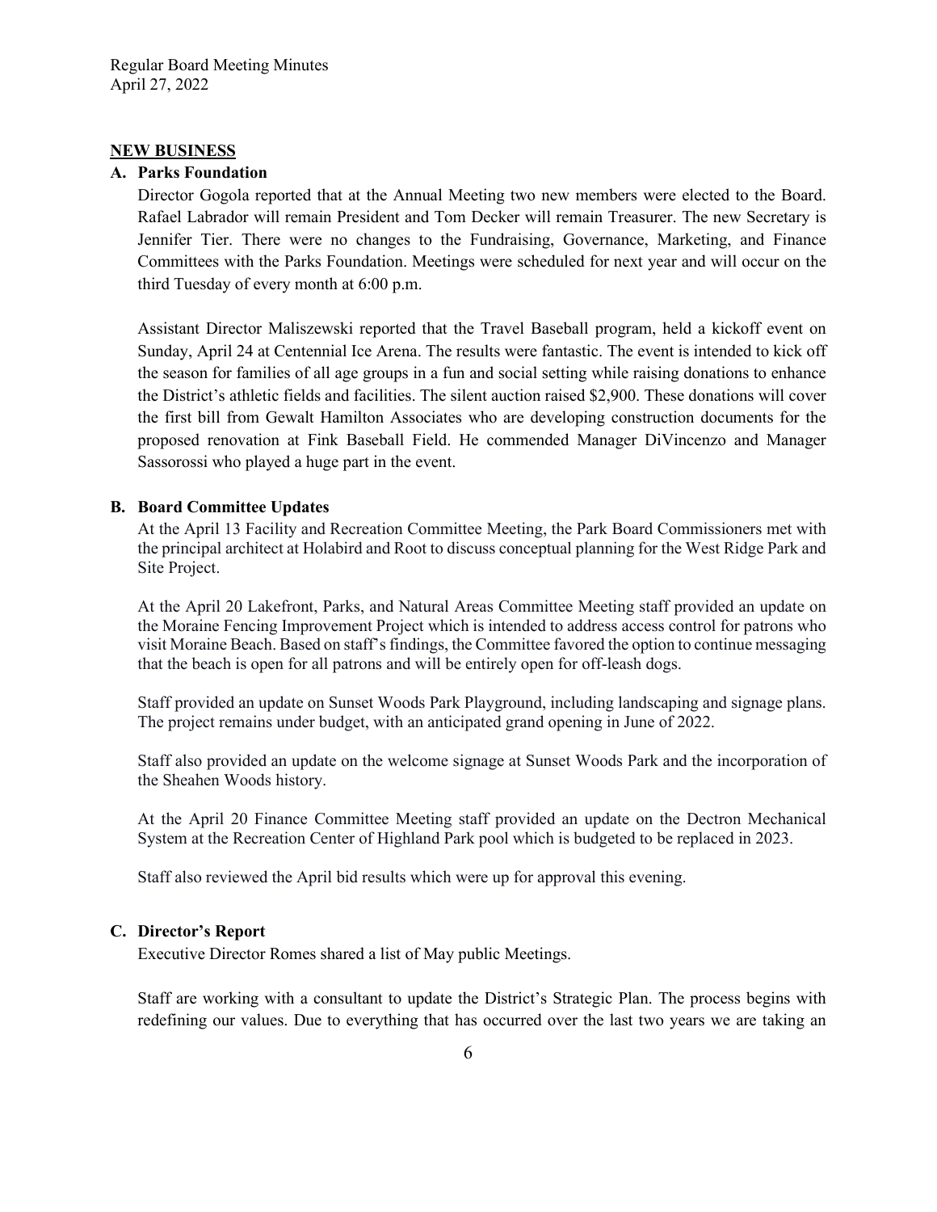## NEW BUSINESS

### A. Parks Foundation

Director Gogola reported that at the Annual Meeting two new members were elected to the Board. Rafael Labrador will remain President and Tom Decker will remain Treasurer. The new Secretary is Jennifer Tier. There were no changes to the Fundraising, Governance, Marketing, and Finance Committees with the Parks Foundation. Meetings were scheduled for next year and will occur on the third Tuesday of every month at 6:00 p.m.

Assistant Director Maliszewski reported that the Travel Baseball program, held a kickoff event on Sunday, April 24 at Centennial Ice Arena. The results were fantastic. The event is intended to kick off the season for families of all age groups in a fun and social setting while raising donations to enhance the District's athletic fields and facilities. The silent auction raised $2,900. These donations will cover the first bill from Gewalt Hamilton Associates who are developing construction documents for the proposed renovation at Fink Baseball Field. He commended Manager DiVincenzo and Manager Sassorossi who played a huge part in the event.

### B. Board Committee Updates

At the April 13 Facility and Recreation Committee Meeting, the Park Board Commissioners met with the principal architect at Holabird and Root to discuss conceptual planning for the West Ridge Park and Site Project.

At the April 20 Lakefront, Parks, and Natural Areas Committee Meeting staff provided an update on the Moraine Fencing Improvement Project which is intended to address access control for patrons who visit Moraine Beach. Based on staff's findings, the Committee favored the option to continue messaging that the beach is open for all patrons and will be entirely open for off-leash dogs.

Staff provided an update on Sunset Woods Park Playground, including landscaping and signage plans. The project remains under budget, with an anticipated grand opening in June of 2022.

Staff also provided an update on the welcome signage at Sunset Woods Park and the incorporation of the Sheahen Woods history.

At the April 20 Finance Committee Meeting staff provided an update on the Dectron Mechanical System at the Recreation Center of Highland Park pool which is budgeted to be replaced in 2023.

Staff also reviewed the April bid results which were up for approval this evening.

### C. Director's Report

Executive Director Romes shared a list of May public Meetings.

Staff are working with a consultant to update the District's Strategic Plan. The process begins with redefining our values. Due to everything that has occurred over the last two years we are taking an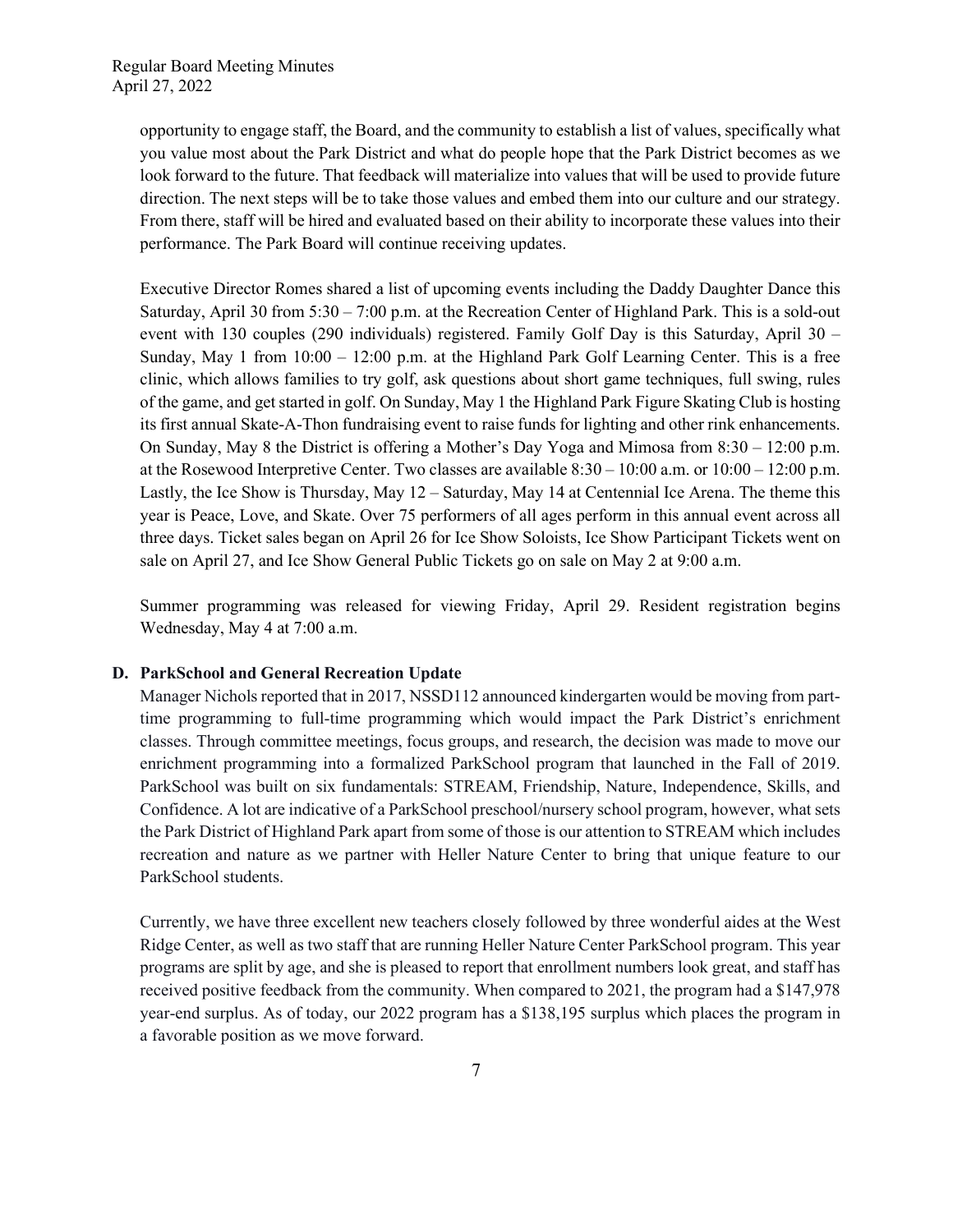opportunity to engage staff, the Board, and the community to establish a list of values, specifically what you value most about the Park District and what do people hope that the Park District becomes as we look forward to the future. That feedback will materialize into values that will be used to provide future direction. The next steps will be to take those values and embed them into our culture and our strategy. From there, staff will be hired and evaluated based on their ability to incorporate these values into their performance. The Park Board will continue receiving updates.

Executive Director Romes shared a list of upcoming events including the Daddy Daughter Dance this Saturday, April 30 from 5:30 – 7:00 p.m. at the Recreation Center of Highland Park. This is a sold-out event with 130 couples (290 individuals) registered. Family Golf Day is this Saturday, April 30 – Sunday, May 1 from 10:00 – 12:00 p.m. at the Highland Park Golf Learning Center. This is a free clinic, which allows families to try golf, ask questions about short game techniques, full swing, rules of the game, and get started in golf. On Sunday, May 1 the Highland Park Figure Skating Club is hosting its first annual Skate-A-Thon fundraising event to raise funds for lighting and other rink enhancements. On Sunday, May 8 the District is offering a Mother's Day Yoga and Mimosa from 8:30 – 12:00 p.m. at the Rosewood Interpretive Center. Two classes are available 8:30 – 10:00 a.m. or 10:00 – 12:00 p.m. Lastly, the Ice Show is Thursday, May 12 – Saturday, May 14 at Centennial Ice Arena. The theme this year is Peace, Love, and Skate. Over 75 performers of all ages perform in this annual event across all three days. Ticket sales began on April 26 for Ice Show Soloists, Ice Show Participant Tickets went on sale on April 27, and Ice Show General Public Tickets go on sale on May 2 at 9:00 a.m.

Summer programming was released for viewing Friday, April 29. Resident registration begins Wednesday, May 4 at 7:00 a.m.

**D. ParkSchool and General Recreation Update**

Manager Nichols reported that in 2017, NSSD112 announced kindergarten would be moving from part-time programming to full-time programming which would impact the Park District's enrichment classes. Through committee meetings, focus groups, and research, the decision was made to move our enrichment programming into a formalized ParkSchool program that launched in the Fall of 2019. ParkSchool was built on six fundamentals: STREAM, Friendship, Nature, Independence, Skills, and Confidence. A lot are indicative of a ParkSchool preschool/nursery school program, however, what sets the Park District of Highland Park apart from some of those is our attention to STREAM which includes recreation and nature as we partner with Heller Nature Center to bring that unique feature to our ParkSchool students.

Currently, we have three excellent new teachers closely followed by three wonderful aides at the West Ridge Center, as well as two staff that are running Heller Nature Center ParkSchool program. This year programs are split by age, and she is pleased to report that enrollment numbers look great, and staff has received positive feedback from the community. When compared to 2021, the program had a $147,978 year-end surplus. As of today, our 2022 program has a $138,195 surplus which places the program in a favorable position as we move forward.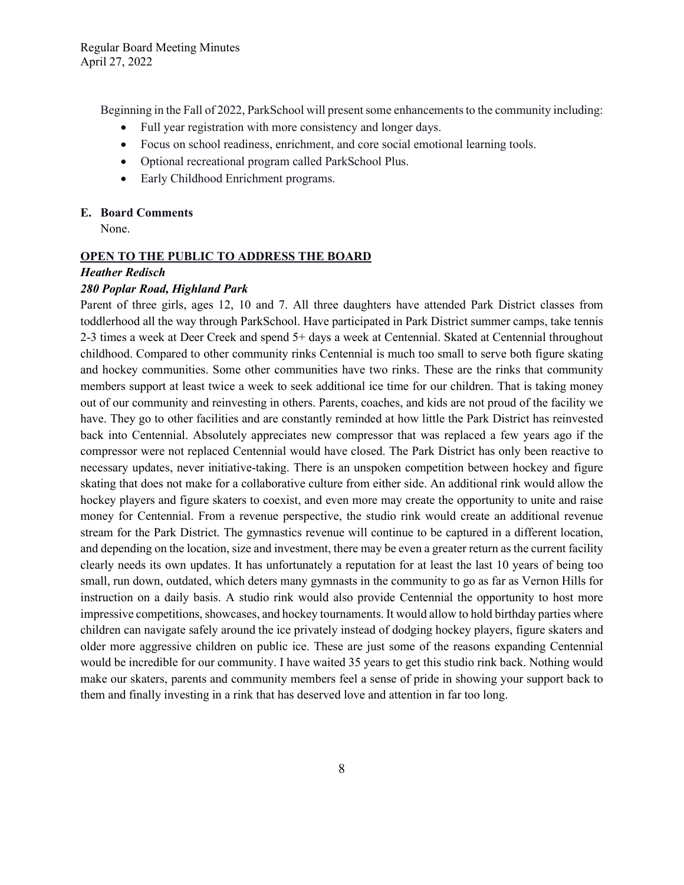Beginning in the Fall of 2022, ParkSchool will present some enhancements to the community including:

- Full year registration with more consistency and longer days.
- Focus on school readiness, enrichment, and core social emotional learning tools.
- Optional recreational program called ParkSchool Plus.
- Early Childhood Enrichment programs.

**E. Board Comments**

None.

**OPEN TO THE PUBLIC TO ADDRESS THE BOARD**

***Heather Redisch***

***280 Poplar Road, Highland Park***

Parent of three girls, ages 12, 10 and 7. All three daughters have attended Park District classes from toddlerhood all the way through ParkSchool. Have participated in Park District summer camps, take tennis 2-3 times a week at Deer Creek and spend 5+ days a week at Centennial. Skated at Centennial throughout childhood. Compared to other community rinks Centennial is much too small to serve both figure skating and hockey communities. Some other communities have two rinks. These are the rinks that community members support at least twice a week to seek additional ice time for our children. That is taking money out of our community and reinvesting in others. Parents, coaches, and kids are not proud of the facility we have. They go to other facilities and are constantly reminded at how little the Park District has reinvested back into Centennial. Absolutely appreciates new compressor that was replaced a few years ago if the compressor were not replaced Centennial would have closed. The Park District has only been reactive to necessary updates, never initiative-taking. There is an unspoken competition between hockey and figure skating that does not make for a collaborative culture from either side. An additional rink would allow the hockey players and figure skaters to coexist, and even more may create the opportunity to unite and raise money for Centennial. From a revenue perspective, the studio rink would create an additional revenue stream for the Park District. The gymnastics revenue will continue to be captured in a different location, and depending on the location, size and investment, there may be even a greater return as the current facility clearly needs its own updates. It has unfortunately a reputation for at least the last 10 years of being too small, run down, outdated, which deters many gymnasts in the community to go as far as Vernon Hills for instruction on a daily basis. A studio rink would also provide Centennial the opportunity to host more impressive competitions, showcases, and hockey tournaments. It would allow to hold birthday parties where children can navigate safely around the ice privately instead of dodging hockey players, figure skaters and older more aggressive children on public ice. These are just some of the reasons expanding Centennial would be incredible for our community. I have waited 35 years to get this studio rink back. Nothing would make our skaters, parents and community members feel a sense of pride in showing your support back to them and finally investing in a rink that has deserved love and attention in far too long.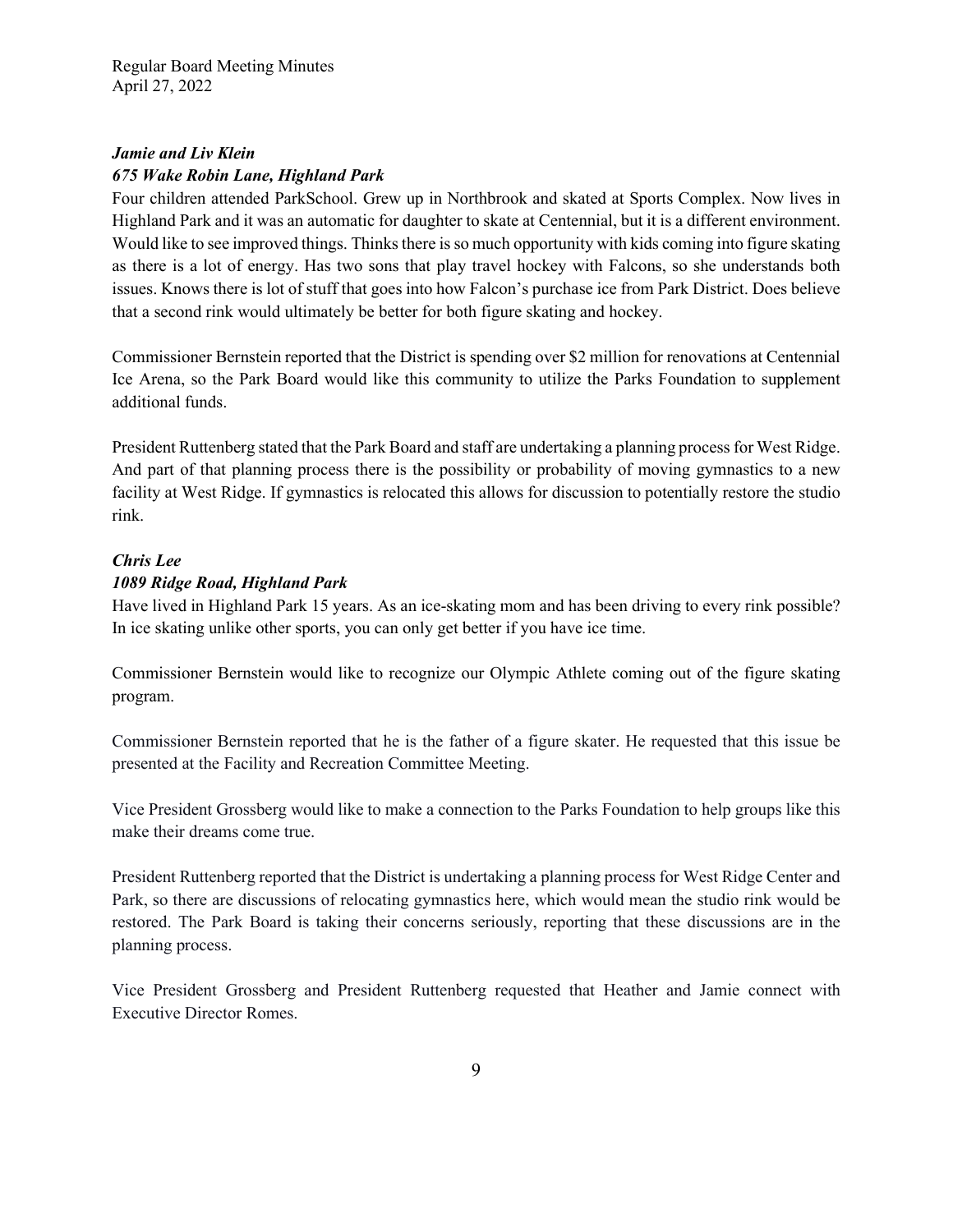***Jamie and Liv Klein***
***675 Wake Robin Lane, Highland Park***

Four children attended ParkSchool. Grew up in Northbrook and skated at Sports Complex. Now lives in Highland Park and it was an automatic for daughter to skate at Centennial, but it is a different environment. Would like to see improved things. Thinks there is so much opportunity with kids coming into figure skating as there is a lot of energy. Has two sons that play travel hockey with Falcons, so she understands both issues. Knows there is lot of stuff that goes into how Falcon's purchase ice from Park District. Does believe that a second rink would ultimately be better for both figure skating and hockey.

Commissioner Bernstein reported that the District is spending over $2 million for renovations at Centennial Ice Arena, so the Park Board would like this community to utilize the Parks Foundation to supplement additional funds.

President Ruttenberg stated that the Park Board and staff are undertaking a planning process for West Ridge. And part of that planning process there is the possibility or probability of moving gymnastics to a new facility at West Ridge. If gymnastics is relocated this allows for discussion to potentially restore the studio rink.

***Chris Lee***
***1089 Ridge Road, Highland Park***

Have lived in Highland Park 15 years. As an ice-skating mom and has been driving to every rink possible? In ice skating unlike other sports, you can only get better if you have ice time.

Commissioner Bernstein would like to recognize our Olympic Athlete coming out of the figure skating program.

Commissioner Bernstein reported that he is the father of a figure skater. He requested that this issue be presented at the Facility and Recreation Committee Meeting.

Vice President Grossberg would like to make a connection to the Parks Foundation to help groups like this make their dreams come true.

President Ruttenberg reported that the District is undertaking a planning process for West Ridge Center and Park, so there are discussions of relocating gymnastics here, which would mean the studio rink would be restored. The Park Board is taking their concerns seriously, reporting that these discussions are in the planning process.

Vice President Grossberg and President Ruttenberg requested that Heather and Jamie connect with Executive Director Romes.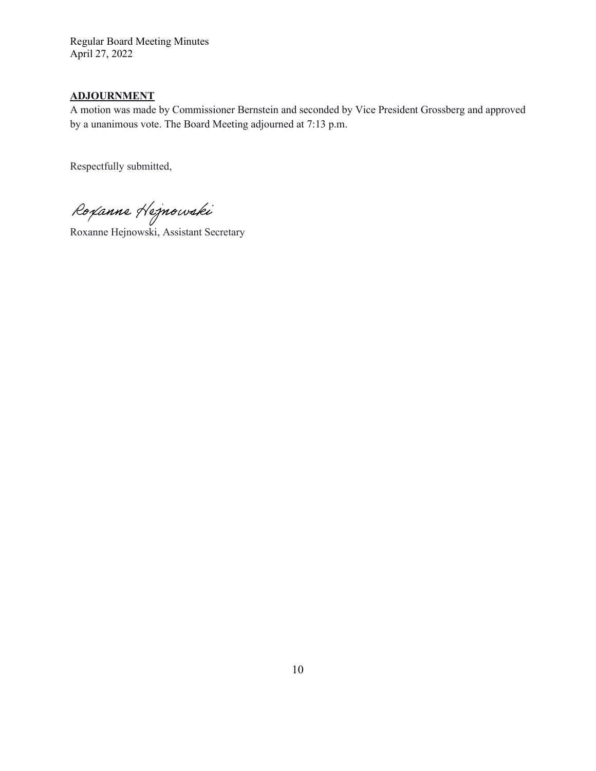**ADJOURNMENT**

A motion was made by Commissioner Bernstein and seconded by Vice President Grossberg and approved by a unanimous vote. The Board Meeting adjourned at 7:13 p.m.

Respectfully submitted,

Roxanne Hejnowski

Roxanne Hejnowski, Assistant Secretary